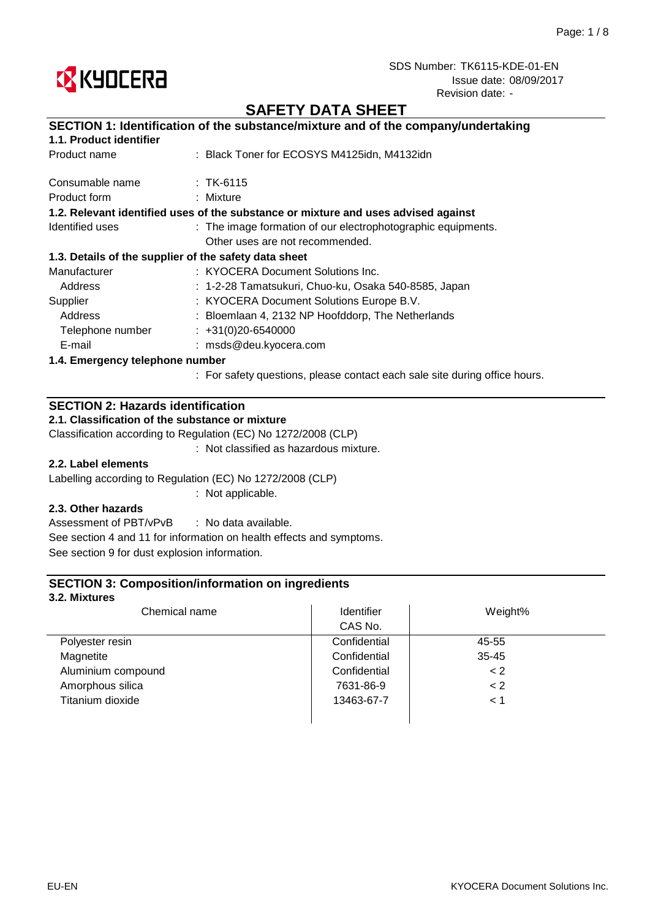SDS Number: TK6115-KDE-01-EN
Issue date: 08/09/2017
Revision date: -

# SAFETY DATA SHEET

## SECTION 1: Identification of the substance/mixture and of the company/undertaking

### 1.1. Product identifier

Product name : Black Toner for ECOSYS M4125idn, M4132idn

Consumable name : TK-6115

Product form : Mixture

### 1.2. Relevant identified uses of the substance or mixture and uses advised against

Identified uses : The image formation of our electrophotographic equipments.
Other uses are not recommended.

### 1.3. Details of the supplier of the safety data sheet

Manufacturer : KYOCERA Document Solutions Inc.
Address : 1-2-28 Tamatsukuri, Chuo-ku, Osaka 540-8585, Japan

Supplier : KYOCERA Document Solutions Europe B.V.
Address : Bloemlaan 4, 2132 NP Hoofddorp, The Netherlands
Telephone number : +31(0)20-6540000
E-mail : msds@deu.kyocera.com

### 1.4. Emergency telephone number

: For safety questions, please contact each sale site during office hours.

## SECTION 2: Hazards identification

### 2.1. Classification of the substance or mixture

Classification according to Regulation (EC) No 1272/2008 (CLP)

: Not classified as hazardous mixture.

### 2.2. Label elements

Labelling according to Regulation (EC) No 1272/2008 (CLP)

: Not applicable.

### 2.3. Other hazards

Assessment of PBT/vPvB : No data available.

See section 4 and 11 for information on health effects and symptoms.

See section 9 for dust explosion information.

## SECTION 3: Composition/information on ingredients

### 3.2. Mixtures

| Chemical name | Identifier CAS No. | Weight% |
|---|---|---|
| Polyester resin | Confidential | 45-55 |
| Magnetite | Confidential | 35-45 |
| Aluminium compound | Confidential | < 2 |
| Amorphous silica | 7631-86-9 | < 2 |
| Titanium dioxide | 13463-67-7 | < 1 |

EU-EN

KYOCERA Document Solutions Inc.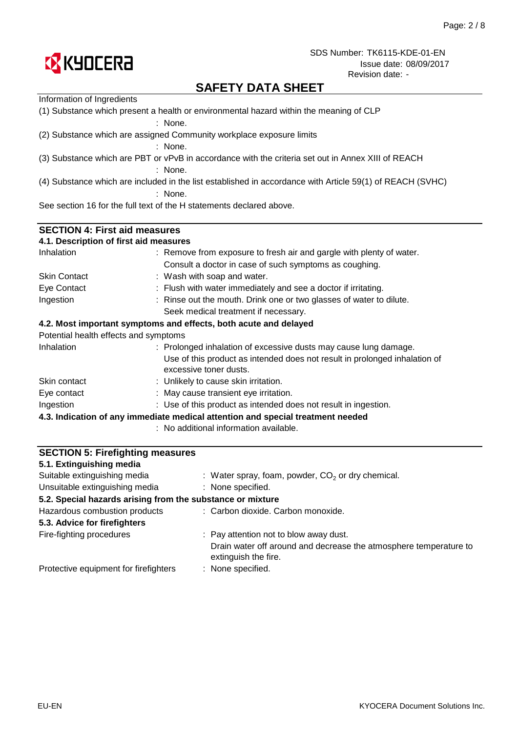Information of Ingredients

(1) Substance which present a health or environmental hazard within the meaning of CLP

: None.

(2) Substance which are assigned Community workplace exposure limits

: None.

(3) Substance which are PBT or vPvB in accordance with the criteria set out in Annex XIII of REACH

: None.

(4) Substance which are included in the list established in accordance with Article 59(1) of REACH (SVHC)

: None.

See section 16 for the full text of the H statements declared above.

## SECTION 4: First aid measures

### 4.1. Description of first aid measures

| | |
|---|---|
| Inhalation | : Remove from exposure to fresh air and gargle with plenty of water. Consult a doctor in case of such symptoms as coughing. |
| Skin Contact | : Wash with soap and water. |
| Eye Contact | : Flush with water immediately and see a doctor if irritating. |
| Ingestion | : Rinse out the mouth. Drink one or two glasses of water to dilute. Seek medical treatment if necessary. |

### 4.2. Most important symptoms and effects, both acute and delayed

Potential health effects and symptoms

| | |
|---|---|
| Inhalation | : Prolonged inhalation of excessive dusts may cause lung damage. Use of this product as intended does not result in prolonged inhalation of excessive toner dusts. |
| Skin contact | : Unlikely to cause skin irritation. |
| Eye contact | : May cause transient eye irritation. |
| Ingestion | : Use of this product as intended does not result in ingestion. |

### 4.3. Indication of any immediate medical attention and special treatment needed

: No additional information available.

## SECTION 5: Firefighting measures

### 5.1. Extinguishing media

| | |
|---|---|
| Suitable extinguishing media | : Water spray, foam, powder, $CO_2$ or dry chemical. |
| Unsuitable extinguishing media | : None specified. |

### 5.2. Special hazards arising from the substance or mixture

| | |
|---|---|
| Hazardous combustion products | : Carbon dioxide. Carbon monoxide. |

### 5.3. Advice for firefighters

| | |
|---|---|
| Fire-fighting procedures | : Pay attention not to blow away dust. Drain water off around and decrease the atmosphere temperature to extinguish the fire. |
| Protective equipment for firefighters | : None specified. |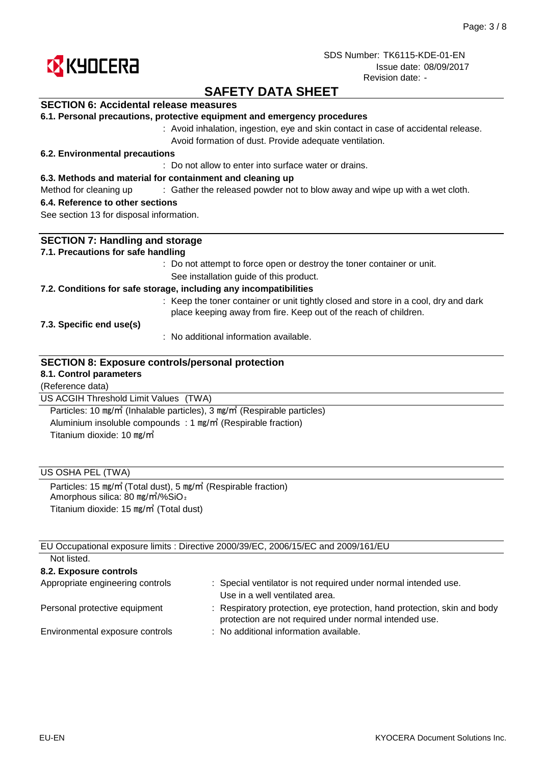SDS Number: TK6115-KDE-01-EN
Issue date: 08/09/2017
Revision date: -

# SAFETY DATA SHEET

## SECTION 6: Accidental release measures

### 6.1. Personal precautions, protective equipment and emergency procedures

: Avoid inhalation, ingestion, eye and skin contact in case of accidental release. Avoid formation of dust. Provide adequate ventilation.

### 6.2. Environmental precautions

: Do not allow to enter into surface water or drains.

### 6.3. Methods and material for containment and cleaning up

Method for cleaning up : Gather the released powder not to blow away and wipe up with a wet cloth.

### 6.4. Reference to other sections

See section 13 for disposal information.

## SECTION 7: Handling and storage

### 7.1. Precautions for safe handling

: Do not attempt to force open or destroy the toner container or unit.
See installation guide of this product.

### 7.2. Conditions for safe storage, including any incompatibilities

: Keep the toner container or unit tightly closed and store in a cool, dry and dark place keeping away from fire. Keep out of the reach of children.

### 7.3. Specific end use(s)

: No additional information available.

## SECTION 8: Exposure controls/personal protection

### 8.1. Control parameters

(Reference data)

US ACGIH Threshold Limit Values (TWA)

Particles: 10 ㎎/㎥ (Inhalable particles), 3 ㎎/㎥ (Respirable particles)
Aluminium insoluble compounds : 1 ㎎/㎥ (Respirable fraction)
Titanium dioxide: 10 ㎎/㎥

US OSHA PEL (TWA)

Particles: 15 ㎎/㎥ (Total dust), 5 ㎎/㎥ (Respirable fraction)
Amorphous silica: 80 ㎎/㎥/%$SiO_2$
Titanium dioxide: 15 ㎎/㎥ (Total dust)

EU Occupational exposure limits : Directive 2000/39/EC, 2006/15/EC and 2009/161/EU

Not listed.

### 8.2. Exposure controls

Appropriate engineering controls : Special ventilator is not required under normal intended use. Use in a well ventilated area.

Personal protective equipment : Respiratory protection, eye protection, hand protection, skin and body protection are not required under normal intended use.

Environmental exposure controls : No additional information available.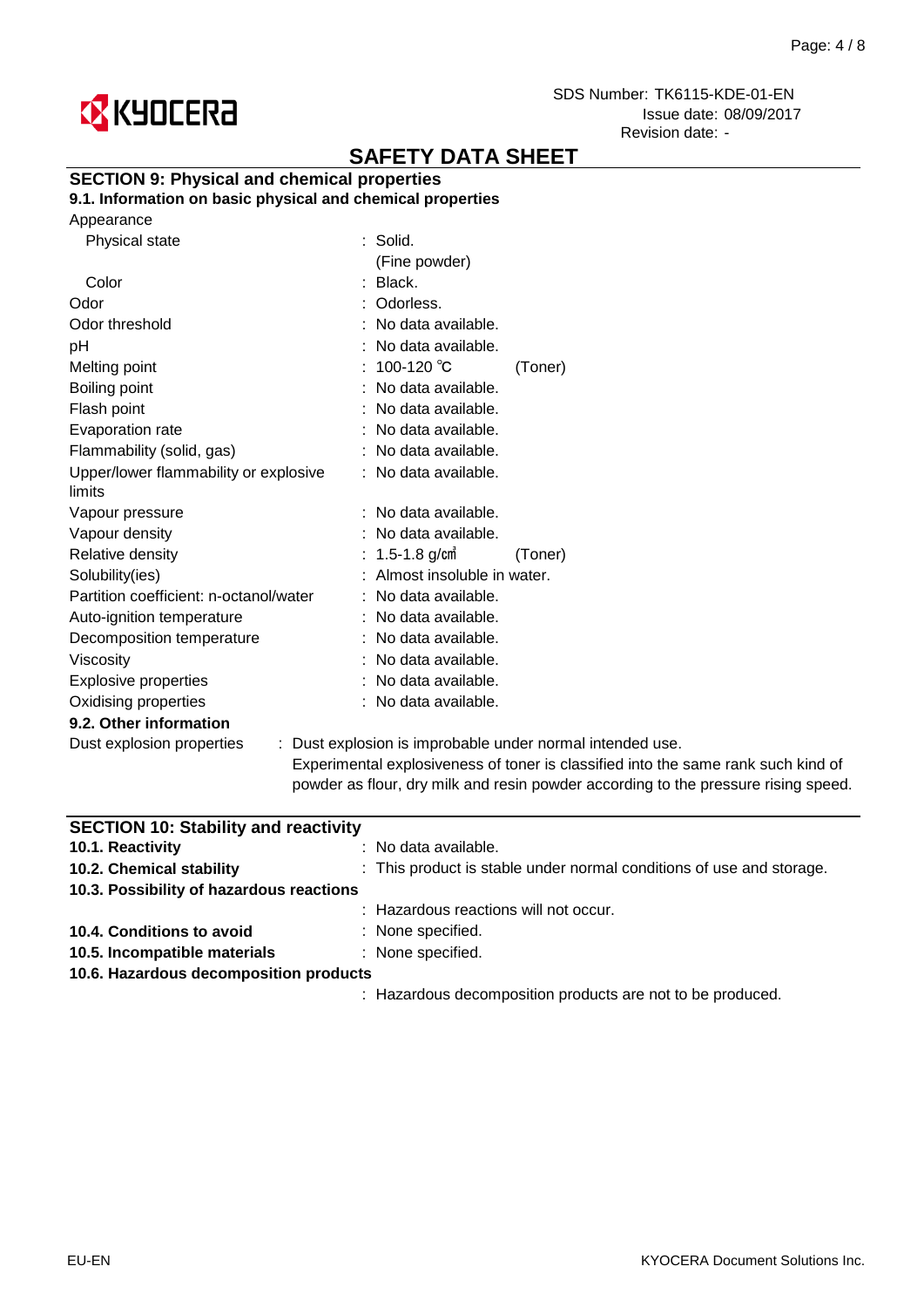# SAFETY DATA SHEET

## SECTION 9: Physical and chemical properties

### 9.1. Information on basic physical and chemical properties

| | | |
|---|---|---|
| Appearance | | |
| Physical state | : Solid. (Fine powder) | |
| Color | : Black. | |
| Odor | : Odorless. | |
| Odor threshold | : No data available. | |
| pH | : No data available. | |
| Melting point | : 100-120 ℃ | (Toner) |
| Boiling point | : No data available. | |
| Flash point | : No data available. | |
| Evaporation rate | : No data available. | |
| Flammability (solid, gas) | : No data available. | |
| Upper/lower flammability or explosive limits | : No data available. | |
| Vapour pressure | : No data available. | |
| Vapour density | : No data available. | |
| Relative density | : 1.5-1.8 g/㎤ | (Toner) |
| Solubility(ies) | : Almost insoluble in water. | |
| Partition coefficient: n-octanol/water | : No data available. | |
| Auto-ignition temperature | : No data available. | |
| Decomposition temperature | : No data available. | |
| Viscosity | : No data available. | |
| Explosive properties | : No data available. | |
| Oxidising properties | : No data available. | |

### 9.2. Other information

Dust explosion properties : Dust explosion is improbable under normal intended use. Experimental explosiveness of toner is classified into the same rank such kind of powder as flour, dry milk and resin powder according to the pressure rising speed.

## SECTION 10: Stability and reactivity

**10.1. Reactivity** : No data available.

**10.2. Chemical stability** : This product is stable under normal conditions of use and storage.

**10.3. Possibility of hazardous reactions**

: Hazardous reactions will not occur.

**10.4. Conditions to avoid** : None specified.

**10.5. Incompatible materials** : None specified.

**10.6. Hazardous decomposition products**

: Hazardous decomposition products are not to be produced.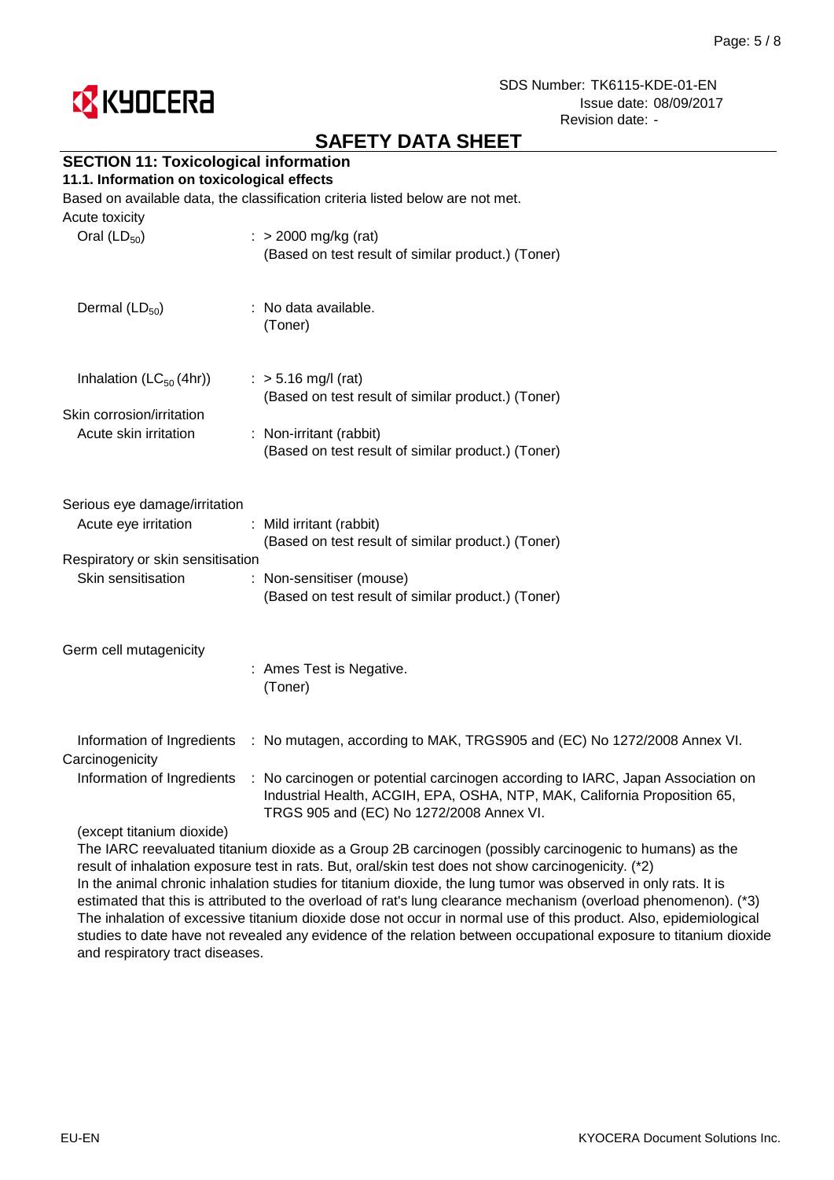# SAFETY DATA SHEET

## SECTION 11: Toxicological information

### 11.1. Information on toxicological effects

Based on available data, the classification criteria listed below are not met.

Acute toxicity

| | |
|---|---|
| Oral ($LD_{50}$) | : > 2000 mg/kg (rat) (Based on test result of similar product.) (Toner) |
| Dermal ($LD_{50}$) | : No data available. (Toner) |
| Inhalation ($LC_{50}$ (4hr)) | : > 5.16 mg/l (rat) (Based on test result of similar product.) (Toner) |

Skin corrosion/irritation

| | |
|---|---|
| Acute skin irritation | : Non-irritant (rabbit) (Based on test result of similar product.) (Toner) |

Serious eye damage/irritation

| | |
|---|---|
| Acute eye irritation | : Mild irritant (rabbit) (Based on test result of similar product.) (Toner) |

Respiratory or skin sensitisation

| | |
|---|---|
| Skin sensitisation | : Non-sensitiser (mouse) (Based on test result of similar product.) (Toner) |

Germ cell mutagenicity

| | |
|---|---|
| | : Ames Test is Negative. (Toner) |
| Information of Ingredients | : No mutagen, according to MAK, TRGS905 and (EC) No 1272/2008 Annex VI. |

Carcinogenicity

| | |
|---|---|
| Information of Ingredients | : No carcinogen or potential carcinogen according to IARC, Japan Association on Industrial Health, ACGIH, EPA, OSHA, NTP, MAK, California Proposition 65, TRGS 905 and (EC) No 1272/2008 Annex VI. |

(except titanium dioxide)

The IARC reevaluated titanium dioxide as a Group 2B carcinogen (possibly carcinogenic to humans) as the result of inhalation exposure test in rats. But, oral/skin test does not show carcinogenicity. (*2)

In the animal chronic inhalation studies for titanium dioxide, the lung tumor was observed in only rats. It is estimated that this is attributed to the overload of rat's lung clearance mechanism (overload phenomenon). (*3)

The inhalation of excessive titanium dioxide dose not occur in normal use of this product. Also, epidemiological studies to date have not revealed any evidence of the relation between occupational exposure to titanium dioxide and respiratory tract diseases.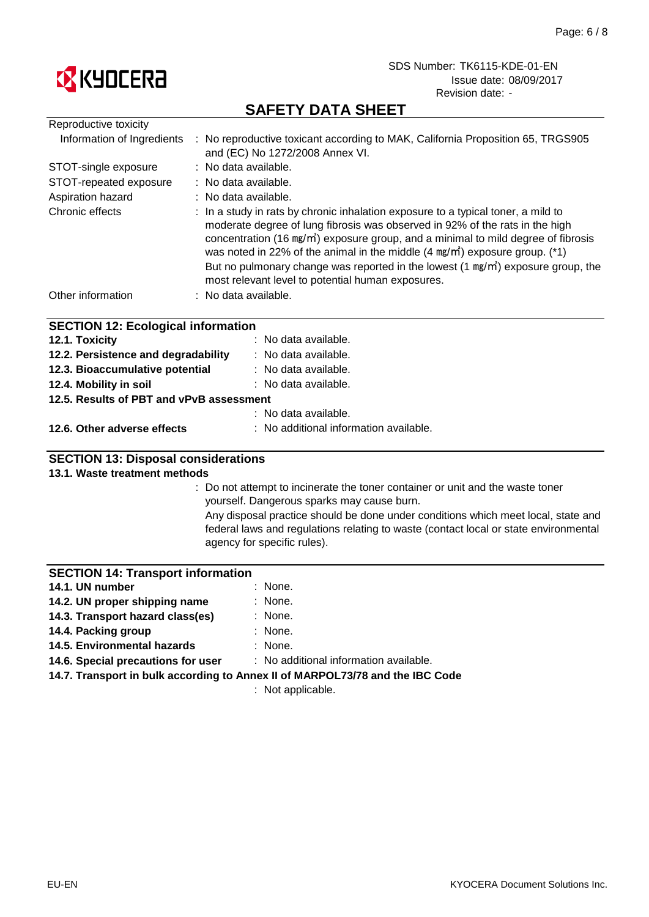| | |
|---|---|
| Reproductive toxicity | |
| Information of Ingredients | : No reproductive toxicant according to MAK, California Proposition 65, TRGS905 and (EC) No 1272/2008 Annex VI. |
| STOT-single exposure | : No data available. |
| STOT-repeated exposure | : No data available. |
| Aspiration hazard | : No data available. |
| Chronic effects | : In a study in rats by chronic inhalation exposure to a typical toner, a mild to moderate degree of lung fibrosis was observed in 92% of the rats in the high concentration (16 ㎎/㎥) exposure group, and a minimal to mild degree of fibrosis was noted in 22% of the animal in the middle (4 ㎎/㎥) exposure group. (*1) But no pulmonary change was reported in the lowest (1 ㎎/㎥) exposure group, the most relevant level to potential human exposures. |
| Other information | : No data available. |

## SECTION 12: Ecological information

| | |
|---|---|
| **12.1. Toxicity** | : No data available. |
| **12.2. Persistence and degradability** | : No data available. |
| **12.3. Bioaccumulative potential** | : No data available. |
| **12.4. Mobility in soil** | : No data available. |
| **12.5. Results of PBT and vPvB assessment** | : No data available. |
| **12.6. Other adverse effects** | : No additional information available. |

## SECTION 13: Disposal considerations

**13.1. Waste treatment methods**

: Do not attempt to incinerate the toner container or unit and the waste toner yourself. Dangerous sparks may cause burn.
Any disposal practice should be done under conditions which meet local, state and federal laws and regulations relating to waste (contact local or state environmental agency for specific rules).

## SECTION 14: Transport information

| | |
|---|---|
| **14.1. UN number** | : None. |
| **14.2. UN proper shipping name** | : None. |
| **14.3. Transport hazard class(es)** | : None. |
| **14.4. Packing group** | : None. |
| **14.5. Environmental hazards** | : None. |
| **14.6. Special precautions for user** | : No additional information available. |
| **14.7. Transport in bulk according to Annex II of MARPOL73/78 and the IBC Code** | : Not applicable. |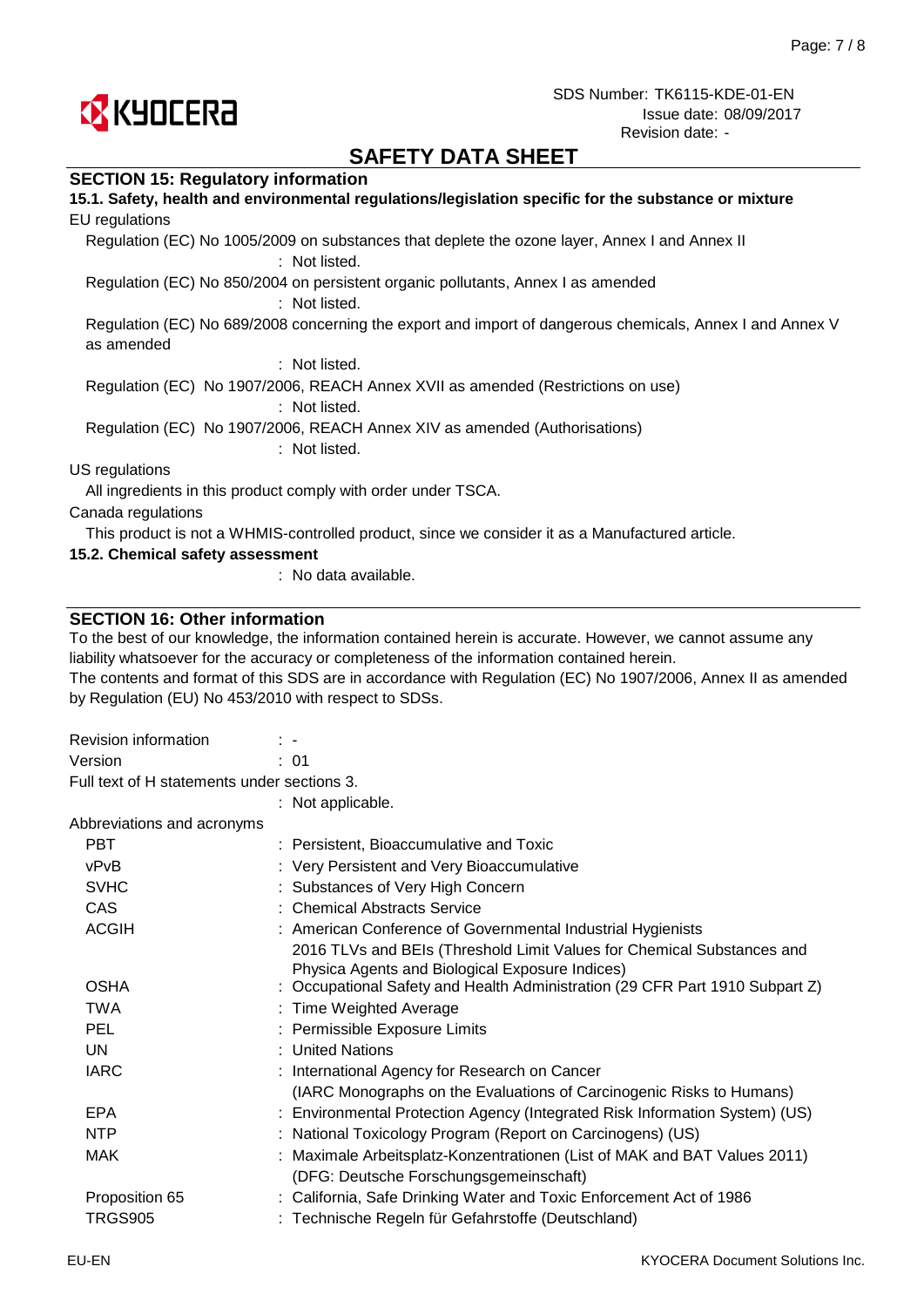# SAFETY DATA SHEET

SDS Number: TK6115-KDE-01-EN
Issue date: 08/09/2017
Revision date: -

## SECTION 15: Regulatory information

### 15.1. Safety, health and environmental regulations/legislation specific for the substance or mixture

EU regulations

Regulation (EC) No 1005/2009 on substances that deplete the ozone layer, Annex I and Annex II
: Not listed.

Regulation (EC) No 850/2004 on persistent organic pollutants, Annex I as amended
: Not listed.

Regulation (EC) No 689/2008 concerning the export and import of dangerous chemicals, Annex I and Annex V as amended
: Not listed.

Regulation (EC) No 1907/2006, REACH Annex XVII as amended (Restrictions on use)
: Not listed.

Regulation (EC) No 1907/2006, REACH Annex XIV as amended (Authorisations)
: Not listed.

US regulations

All ingredients in this product comply with order under TSCA.

Canada regulations

This product is not a WHMIS-controlled product, since we consider it as a Manufactured article.

### 15.2. Chemical safety assessment

: No data available.

## SECTION 16: Other information

To the best of our knowledge, the information contained herein is accurate. However, we cannot assume any liability whatsoever for the accuracy or completeness of the information contained herein.
The contents and format of this SDS are in accordance with Regulation (EC) No 1907/2006, Annex II as amended by Regulation (EU) No 453/2010 with respect to SDSs.

Revision information : -
Version : 01
Full text of H statements under sections 3.
: Not applicable.

Abbreviations and acronyms

| | |
|---|---|
| PBT | : Persistent, Bioaccumulative and Toxic |
| vPvB | : Very Persistent and Very Bioaccumulative |
| SVHC | : Substances of Very High Concern |
| CAS | : Chemical Abstracts Service |
| ACGIH | : American Conference of Governmental Industrial Hygienists 2016 TLVs and BEIs (Threshold Limit Values for Chemical Substances and Physica Agents and Biological Exposure Indices) |
| OSHA | : Occupational Safety and Health Administration (29 CFR Part 1910 Subpart Z) |
| TWA | : Time Weighted Average |
| PEL | : Permissible Exposure Limits |
| UN | : United Nations |
| IARC | : International Agency for Research on Cancer (IARC Monographs on the Evaluations of Carcinogenic Risks to Humans) |
| EPA | : Environmental Protection Agency (Integrated Risk Information System) (US) |
| NTP | : National Toxicology Program (Report on Carcinogens) (US) |
| MAK | : Maximale Arbeitsplatz-Konzentrationen (List of MAK and BAT Values 2011) (DFG: Deutsche Forschungsgemeinschaft) |
| Proposition 65 | : California, Safe Drinking Water and Toxic Enforcement Act of 1986 |
| TRGS905 | : Technische Regeln für Gefahrstoffe (Deutschland) |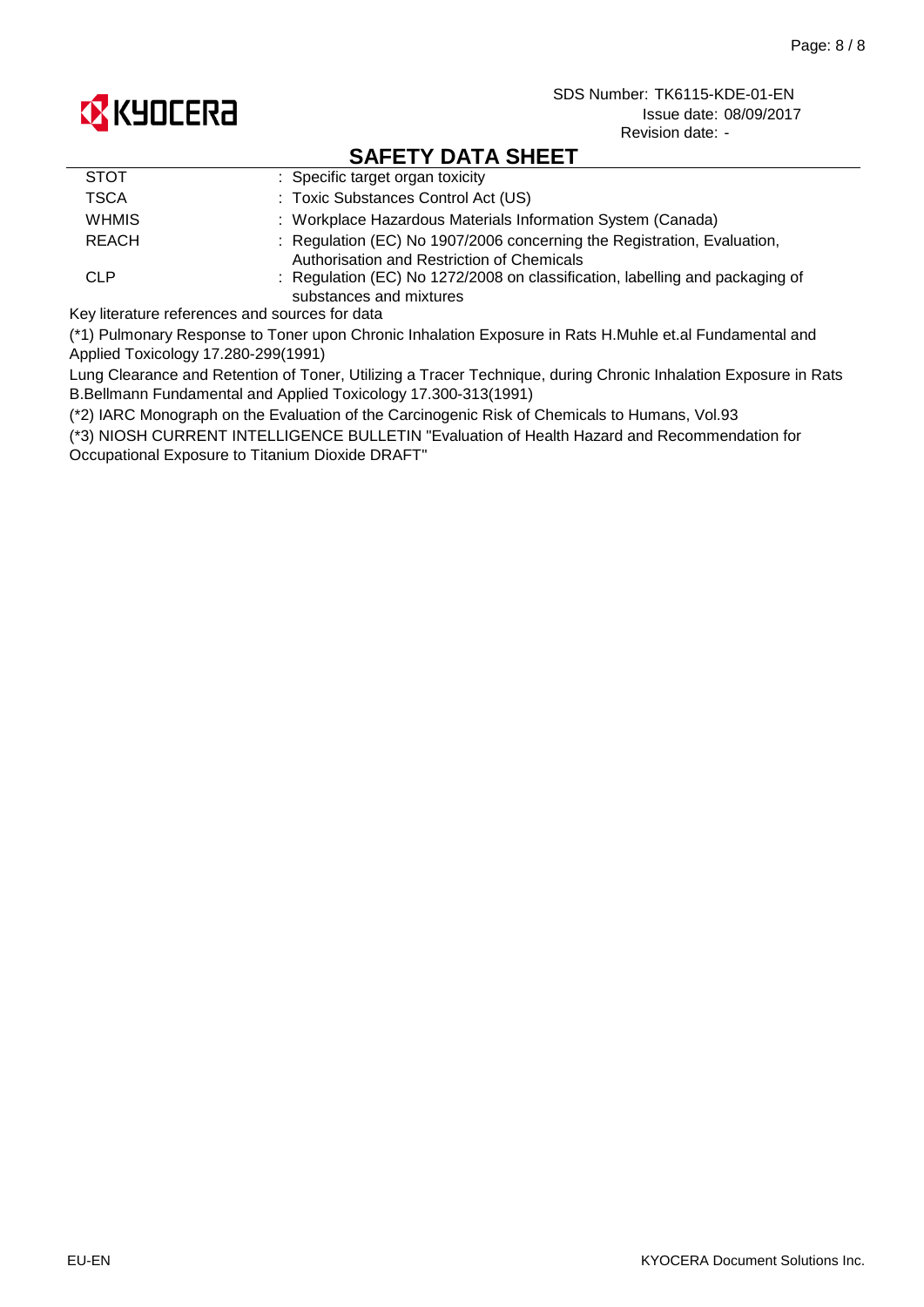## SAFETY DATA SHEET

| | | |
|---|---|---|
| STOT | : | Specific target organ toxicity |
| TSCA | : | Toxic Substances Control Act (US) |
| WHMIS | : | Workplace Hazardous Materials Information System (Canada) |
| REACH | : | Regulation (EC) No 1907/2006 concerning the Registration, Evaluation, Authorisation and Restriction of Chemicals |
| CLP | : | Regulation (EC) No 1272/2008 on classification, labelling and packaging of substances and mixtures |

Key literature references and sources for data

(*1) Pulmonary Response to Toner upon Chronic Inhalation Exposure in Rats H.Muhle et.al Fundamental and Applied Toxicology 17.280-299(1991)

Lung Clearance and Retention of Toner, Utilizing a Tracer Technique, during Chronic Inhalation Exposure in Rats B.Bellmann Fundamental and Applied Toxicology 17.300-313(1991)

(*2) IARC Monograph on the Evaluation of the Carcinogenic Risk of Chemicals to Humans, Vol.93

(*3) NIOSH CURRENT INTELLIGENCE BULLETIN "Evaluation of Health Hazard and Recommendation for Occupational Exposure to Titanium Dioxide DRAFT"